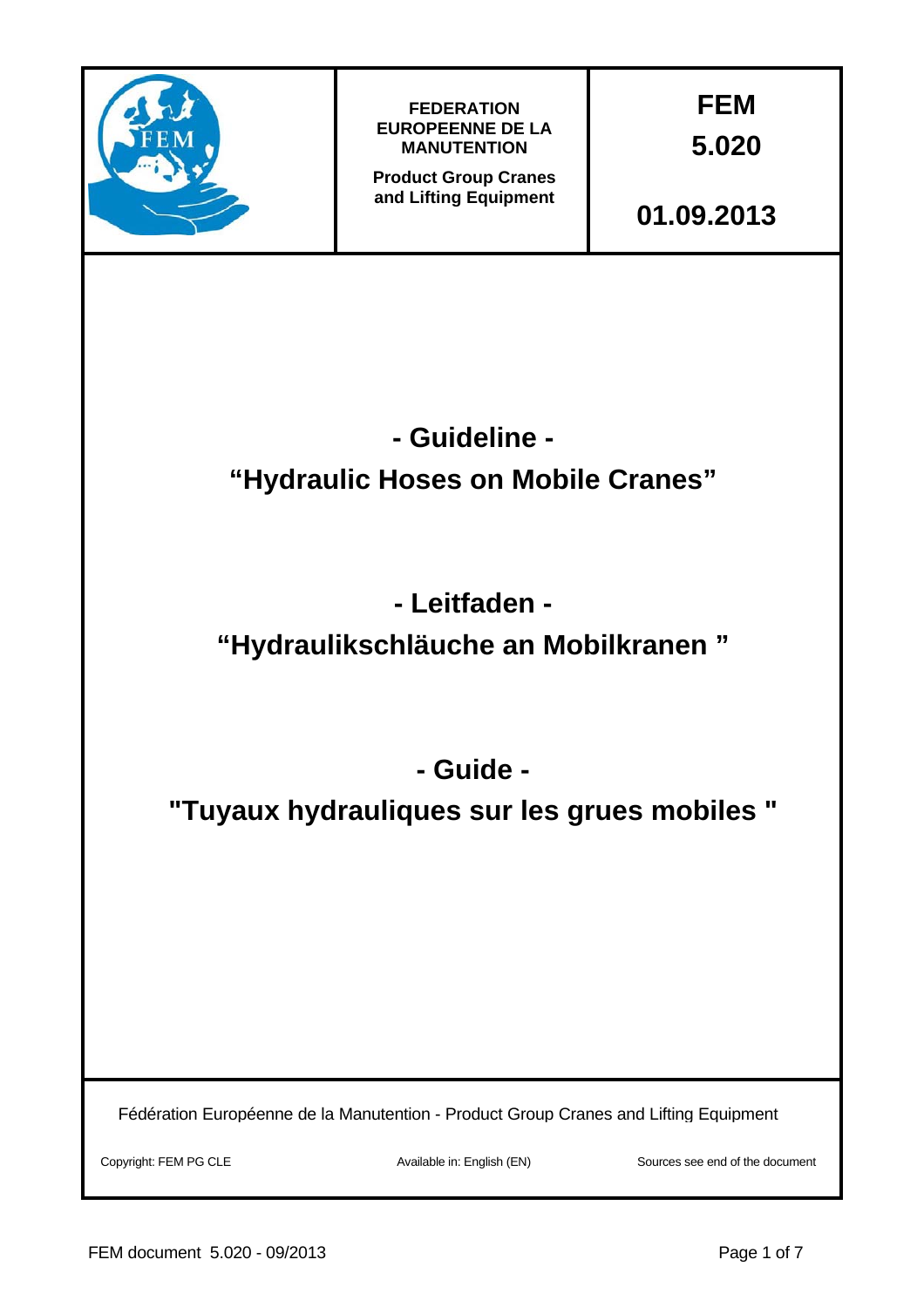| | FEDERATION EUROPEENNE DE LA MANUTENTION<br>Product Group Cranes and Lifting Equipment | FEM<br>5.020<br><br>01.09.2013 |
|---|---|---|

# - Guideline -
# “Hydraulic Hoses on Mobile Cranes”

# - Leitfaden -
# “Hydraulikschläuche an Mobilkranen ”

# - Guide -
# "Tuyaux hydrauliques sur les grues mobiles "

Fédération Européenne de la Manutention - Product Group Cranes and Lifting Equipment

Copyright: FEM PG CLE | Available in: English (EN) | Sources see end of the document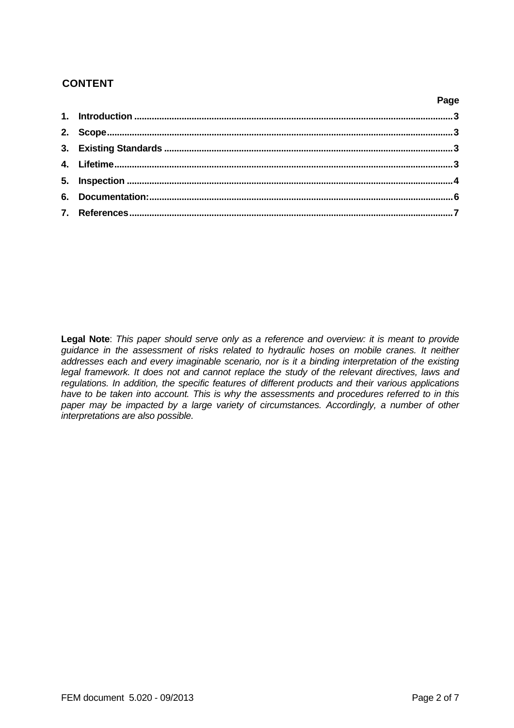## CONTENT

| | Page |
|---|---|
| 1. Introduction | 3 |
| 2. Scope | 3 |
| 3. Existing Standards | 3 |
| 4. Lifetime | 3 |
| 5. Inspection | 4 |
| 6. Documentation: | 6 |
| 7. References | 7 |

**Legal Note**: *This paper should serve only as a reference and overview: it is meant to provide guidance in the assessment of risks related to hydraulic hoses on mobile cranes. It neither addresses each and every imaginable scenario, nor is it a binding interpretation of the existing legal framework. It does not and cannot replace the study of the relevant directives, laws and regulations. In addition, the specific features of different products and their various applications have to be taken into account. This is why the assessments and procedures referred to in this paper may be impacted by a large variety of circumstances. Accordingly, a number of other interpretations are also possible.*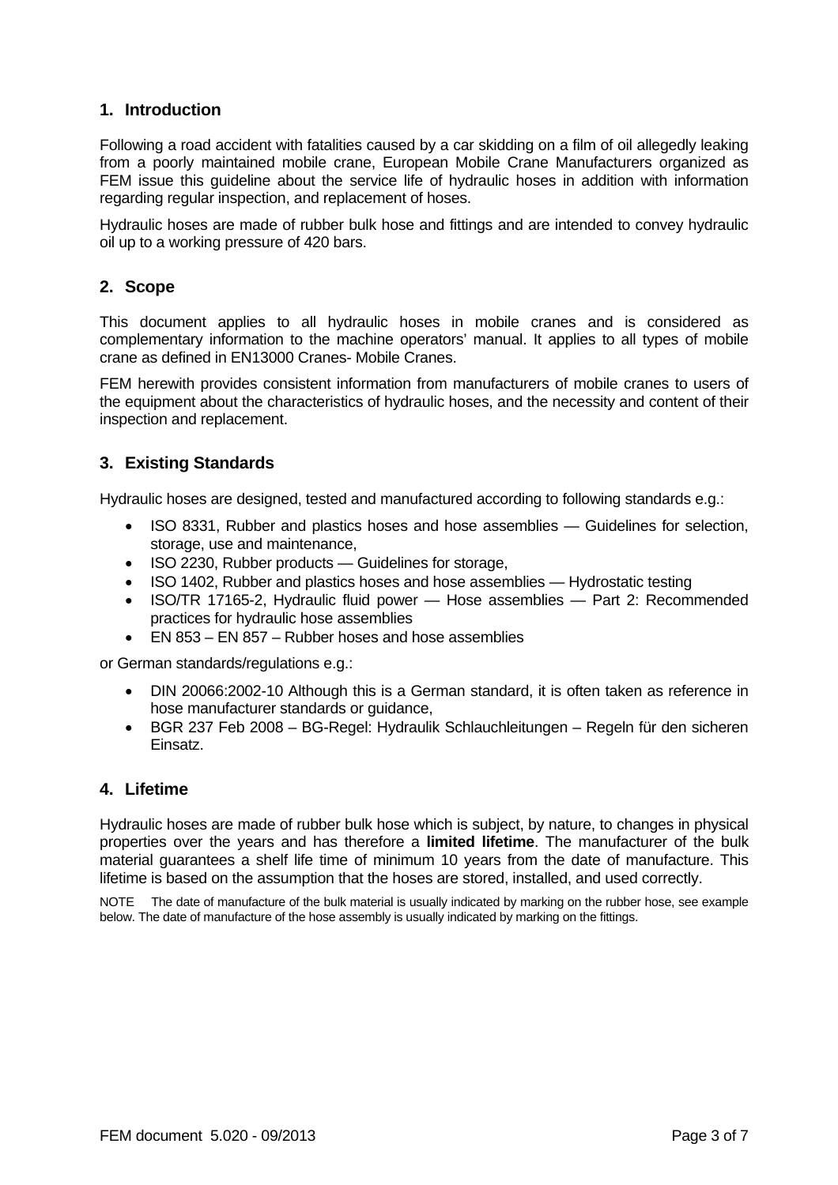## 1. Introduction

Following a road accident with fatalities caused by a car skidding on a film of oil allegedly leaking from a poorly maintained mobile crane, European Mobile Crane Manufacturers organized as FEM issue this guideline about the service life of hydraulic hoses in addition with information regarding regular inspection, and replacement of hoses.

Hydraulic hoses are made of rubber bulk hose and fittings and are intended to convey hydraulic oil up to a working pressure of 420 bars.

## 2. Scope

This document applies to all hydraulic hoses in mobile cranes and is considered as complementary information to the machine operators' manual. It applies to all types of mobile crane as defined in EN13000 Cranes- Mobile Cranes.

FEM herewith provides consistent information from manufacturers of mobile cranes to users of the equipment about the characteristics of hydraulic hoses, and the necessity and content of their inspection and replacement.

## 3. Existing Standards

Hydraulic hoses are designed, tested and manufactured according to following standards e.g.:

- ISO 8331, Rubber and plastics hoses and hose assemblies — Guidelines for selection, storage, use and maintenance,
- ISO 2230, Rubber products — Guidelines for storage,
- ISO 1402, Rubber and plastics hoses and hose assemblies — Hydrostatic testing
- ISO/TR 17165-2, Hydraulic fluid power — Hose assemblies — Part 2: Recommended practices for hydraulic hose assemblies
- EN 853 – EN 857 – Rubber hoses and hose assemblies

or German standards/regulations e.g.:

- DIN 20066:2002-10 Although this is a German standard, it is often taken as reference in hose manufacturer standards or guidance,
- BGR 237 Feb 2008 – BG-Regel: Hydraulik Schlauchleitungen – Regeln für den sicheren Einsatz.

## 4. Lifetime

Hydraulic hoses are made of rubber bulk hose which is subject, by nature, to changes in physical properties over the years and has therefore a **limited lifetime**. The manufacturer of the bulk material guarantees a shelf life time of minimum 10 years from the date of manufacture. This lifetime is based on the assumption that the hoses are stored, installed, and used correctly.

NOTE The date of manufacture of the bulk material is usually indicated by marking on the rubber hose, see example below. The date of manufacture of the hose assembly is usually indicated by marking on the fittings.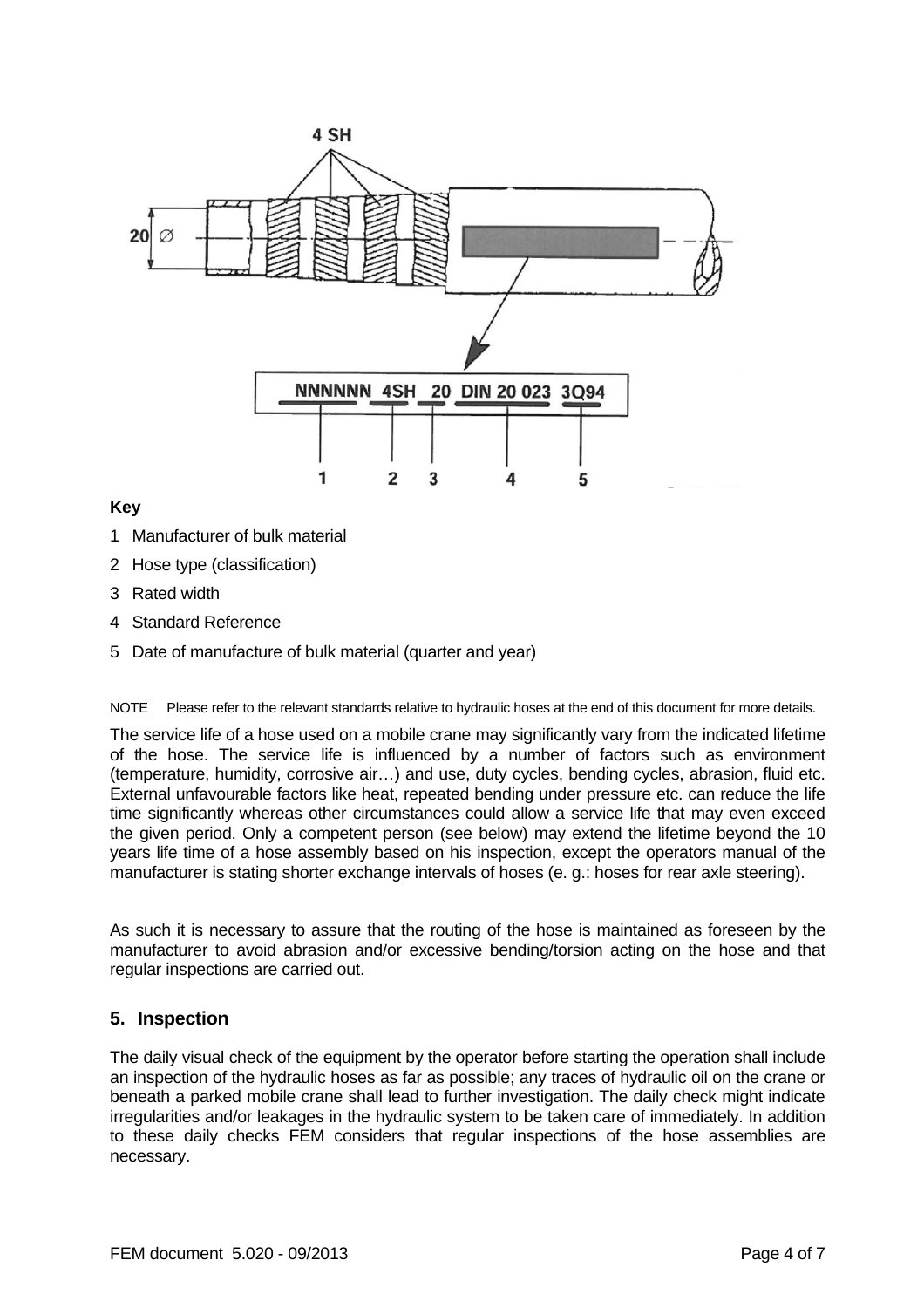**Key**

1 Manufacturer of bulk material

2 Hose type (classification)

3 Rated width

4 Standard Reference

5 Date of manufacture of bulk material (quarter and year)

NOTE Please refer to the relevant standards relative to hydraulic hoses at the end of this document for more details.

The service life of a hose used on a mobile crane may significantly vary from the indicated lifetime of the hose. The service life is influenced by a number of factors such as environment (temperature, humidity, corrosive air…) and use, duty cycles, bending cycles, abrasion, fluid etc. External unfavourable factors like heat, repeated bending under pressure etc. can reduce the life time significantly whereas other circumstances could allow a service life that may even exceed the given period. Only a competent person (see below) may extend the lifetime beyond the 10 years life time of a hose assembly based on his inspection, except the operators manual of the manufacturer is stating shorter exchange intervals of hoses (e. g.: hoses for rear axle steering).

As such it is necessary to assure that the routing of the hose is maintained as foreseen by the manufacturer to avoid abrasion and/or excessive bending/torsion acting on the hose and that regular inspections are carried out.

## 5. Inspection

The daily visual check of the equipment by the operator before starting the operation shall include an inspection of the hydraulic hoses as far as possible; any traces of hydraulic oil on the crane or beneath a parked mobile crane shall lead to further investigation. The daily check might indicate irregularities and/or leakages in the hydraulic system to be taken care of immediately. In addition to these daily checks FEM considers that regular inspections of the hose assemblies are necessary.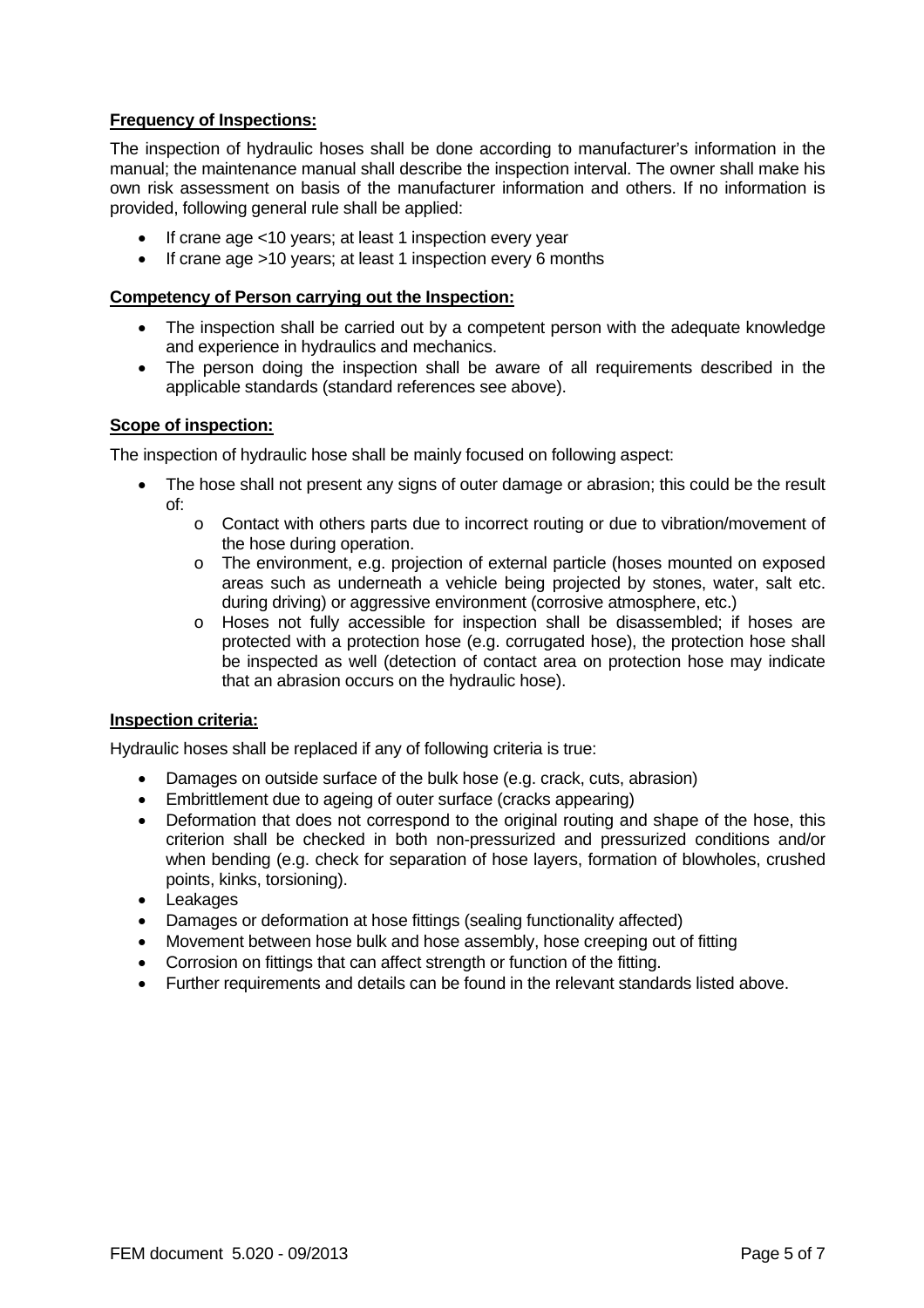**Frequency of Inspections:**

The inspection of hydraulic hoses shall be done according to manufacturer's information in the manual; the maintenance manual shall describe the inspection interval. The owner shall make his own risk assessment on basis of the manufacturer information and others. If no information is provided, following general rule shall be applied:

- If crane age <10 years; at least 1 inspection every year
- If crane age >10 years; at least 1 inspection every 6 months

**Competency of Person carrying out the Inspection:**

- The inspection shall be carried out by a competent person with the adequate knowledge and experience in hydraulics and mechanics.
- The person doing the inspection shall be aware of all requirements described in the applicable standards (standard references see above).

**Scope of inspection:**

The inspection of hydraulic hose shall be mainly focused on following aspect:

- The hose shall not present any signs of outer damage or abrasion; this could be the result of:
  - Contact with others parts due to incorrect routing or due to vibration/movement of the hose during operation.
  - The environment, e.g. projection of external particle (hoses mounted on exposed areas such as underneath a vehicle being projected by stones, water, salt etc. during driving) or aggressive environment (corrosive atmosphere, etc.)
  - Hoses not fully accessible for inspection shall be disassembled; if hoses are protected with a protection hose (e.g. corrugated hose), the protection hose shall be inspected as well (detection of contact area on protection hose may indicate that an abrasion occurs on the hydraulic hose).

**Inspection criteria:**

Hydraulic hoses shall be replaced if any of following criteria is true:

- Damages on outside surface of the bulk hose (e.g. crack, cuts, abrasion)
- Embrittlement due to ageing of outer surface (cracks appearing)
- Deformation that does not correspond to the original routing and shape of the hose, this criterion shall be checked in both non-pressurized and pressurized conditions and/or when bending (e.g. check for separation of hose layers, formation of blowholes, crushed points, kinks, torsioning).
- Leakages
- Damages or deformation at hose fittings (sealing functionality affected)
- Movement between hose bulk and hose assembly, hose creeping out of fitting
- Corrosion on fittings that can affect strength or function of the fitting.
- Further requirements and details can be found in the relevant standards listed above.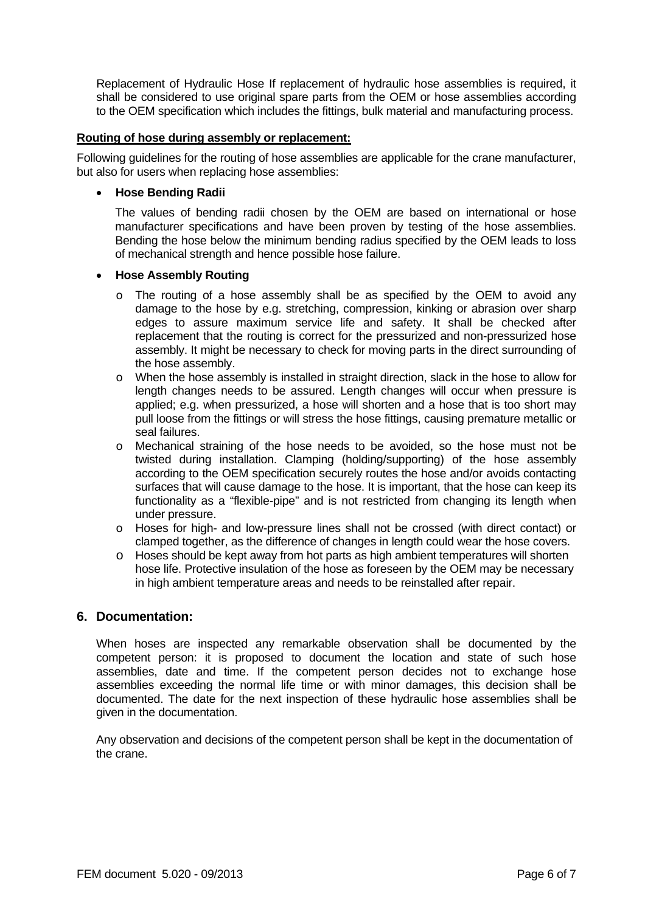Replacement of Hydraulic Hose If replacement of hydraulic hose assemblies is required, it shall be considered to use original spare parts from the OEM or hose assemblies according to the OEM specification which includes the fittings, bulk material and manufacturing process.

**Routing of hose during assembly or replacement:**

Following guidelines for the routing of hose assemblies are applicable for the crane manufacturer, but also for users when replacing hose assemblies:

- **Hose Bending Radii**

  The values of bending radii chosen by the OEM are based on international or hose manufacturer specifications and have been proven by testing of the hose assemblies. Bending the hose below the minimum bending radius specified by the OEM leads to loss of mechanical strength and hence possible hose failure.

- **Hose Assembly Routing**
  - The routing of a hose assembly shall be as specified by the OEM to avoid any damage to the hose by e.g. stretching, compression, kinking or abrasion over sharp edges to assure maximum service life and safety. It shall be checked after replacement that the routing is correct for the pressurized and non-pressurized hose assembly. It might be necessary to check for moving parts in the direct surrounding of the hose assembly.
  - When the hose assembly is installed in straight direction, slack in the hose to allow for length changes needs to be assured. Length changes will occur when pressure is applied; e.g. when pressurized, a hose will shorten and a hose that is too short may pull loose from the fittings or will stress the hose fittings, causing premature metallic or seal failures.
  - Mechanical straining of the hose needs to be avoided, so the hose must not be twisted during installation. Clamping (holding/supporting) of the hose assembly according to the OEM specification securely routes the hose and/or avoids contacting surfaces that will cause damage to the hose. It is important, that the hose can keep its functionality as a "flexible-pipe" and is not restricted from changing its length when under pressure.
  - Hoses for high- and low-pressure lines shall not be crossed (with direct contact) or clamped together, as the difference of changes in length could wear the hose covers.
  - Hoses should be kept away from hot parts as high ambient temperatures will shorten hose life. Protective insulation of the hose as foreseen by the OEM may be necessary in high ambient temperature areas and needs to be reinstalled after repair.

## 6. Documentation:

When hoses are inspected any remarkable observation shall be documented by the competent person: it is proposed to document the location and state of such hose assemblies, date and time. If the competent person decides not to exchange hose assemblies exceeding the normal life time or with minor damages, this decision shall be documented. The date for the next inspection of these hydraulic hose assemblies shall be given in the documentation.

Any observation and decisions of the competent person shall be kept in the documentation of the crane.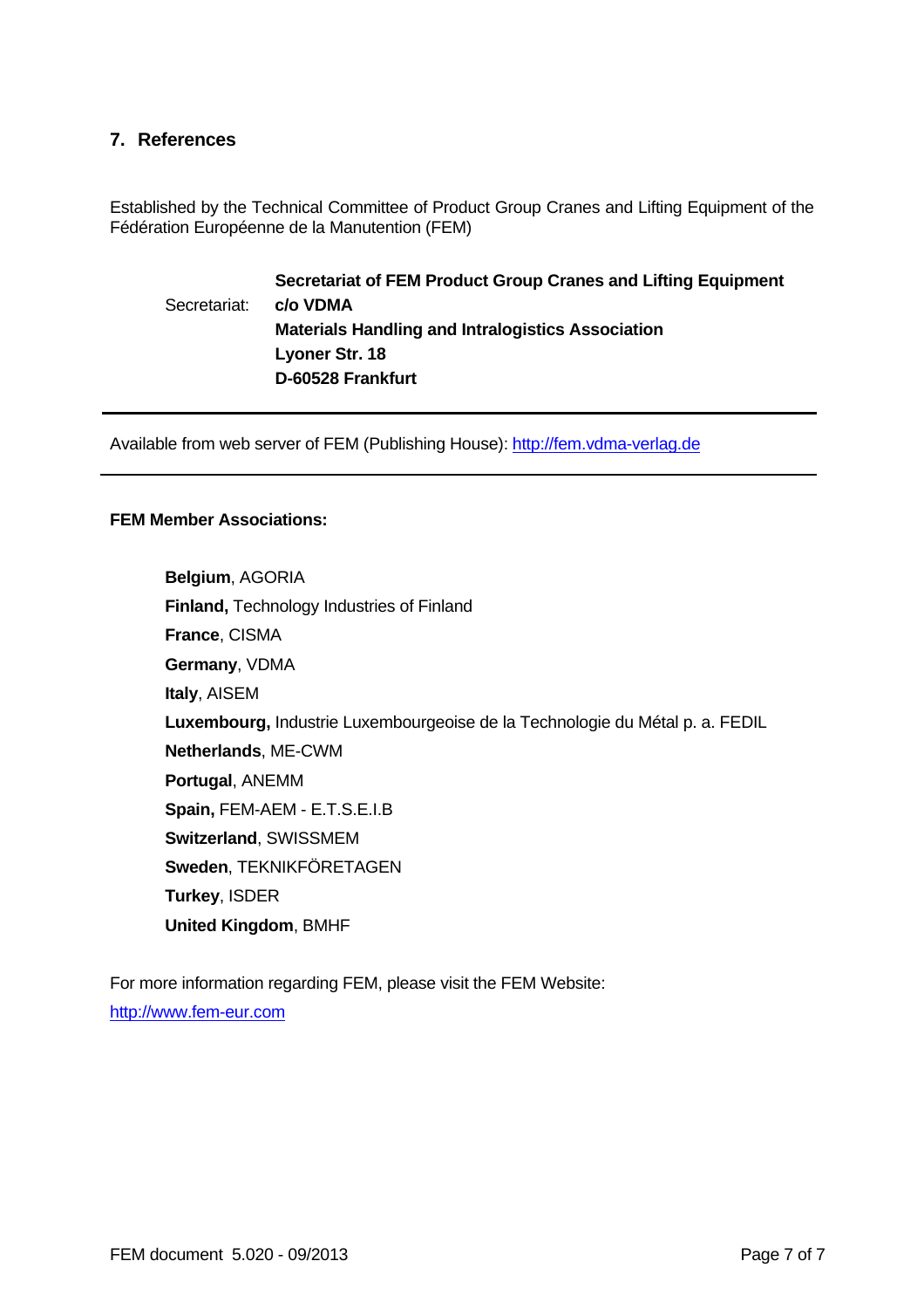## 7. References

Established by the Technical Committee of Product Group Cranes and Lifting Equipment of the Fédération Européenne de la Manutention (FEM)

Secretariat: **Secretariat of FEM Product Group Cranes and Lifting Equipment**
**c/o VDMA**
**Materials Handling and Intralogistics Association**
**Lyoner Str. 18**
**D-60528 Frankfurt**

---

Available from web server of FEM (Publishing House): http://fem.vdma-verlag.de

---

**FEM Member Associations:**

**Belgium**, AGORIA
**Finland,** Technology Industries of Finland
**France**, CISMA
**Germany**, VDMA
**Italy**, AISEM
**Luxembourg,** Industrie Luxembourgeoise de la Technologie du Métal p. a. FEDIL
**Netherlands**, ME-CWM
**Portugal**, ANEMM
**Spain,** FEM-AEM - E.T.S.E.I.B
**Switzerland**, SWISSMEM
**Sweden**, TEKNIKFÖRETAGEN
**Turkey**, ISDER
**United Kingdom**, BMHF

For more information regarding FEM, please visit the FEM Website:
http://www.fem-eur.com